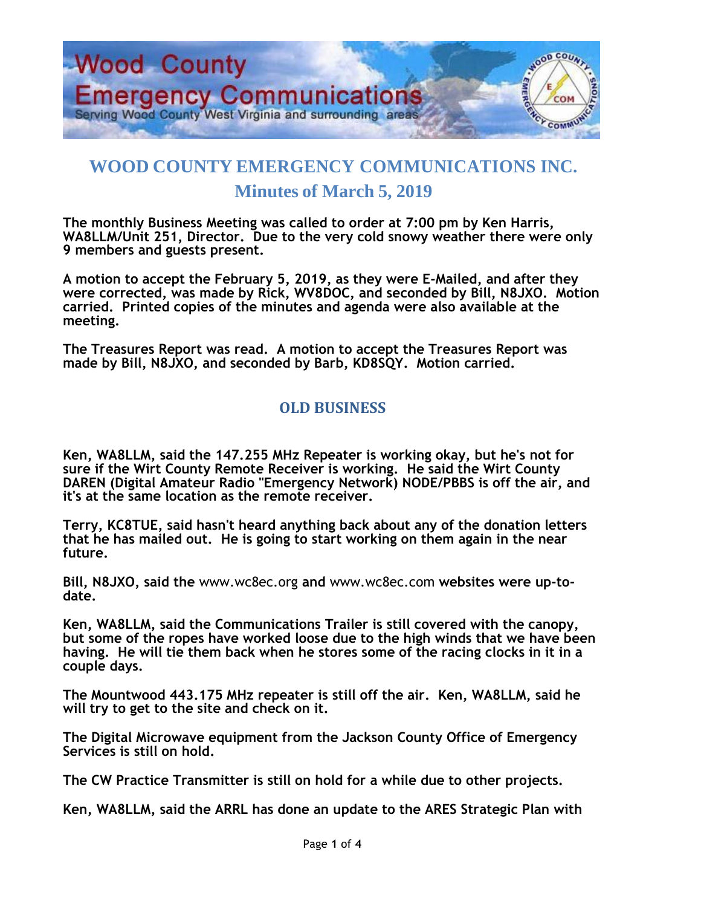# WOOD COUNTY EMERGENCY COMMUNICATIONS INC.

## Minutes of March 5, 2019

**The monthly Business Meeting was called to order at 7:00 pm by Ken Harris, WA8LLM/Unit 251, Director. Due to the very cold snowy weather there were only 9 members and guests present.**

**A motion to accept the February 5, 2019, as they were E-Mailed, and after they were corrected, was made by Rick, WV8DOC, and seconded by Bill, N8JXO. Motion carried. Printed copies of the minutes and agenda were also available at the meeting.**

**The Treasures Report was read. A motion to accept the Treasures Report was made by Bill, N8JXO, and seconded by Barb, KD8SQY. Motion carried.**

## OLD BUSINESS

**Ken, WA8LLM, said the 147.255 MHz Repeater is working okay, but he's not for sure if the Wirt County Remote Receiver is working. He said the Wirt County DAREN (Digital Amateur Radio "Emergency Network) NODE/PBBS is off the air, and it's at the same location as the remote receiver.**

**Terry, KC8TUE, said hasn't heard anything back about any of the donation letters that he has mailed out. He is going to start working on them again in the near future.**

**Bill, N8JXO, said the** www.wc8ec.org **and** www.wc8ec.com **websites were up-to-date.**

**Ken, WA8LLM, said the Communications Trailer is still covered with the canopy, but some of the ropes have worked loose due to the high winds that we have been having. He will tie them back when he stores some of the racing clocks in it in a couple days.**

**The Mountwood 443.175 MHz repeater is still off the air. Ken, WA8LLM, said he will try to get to the site and check on it.**

**The Digital Microwave equipment from the Jackson County Office of Emergency Services is still on hold.**

**The CW Practice Transmitter is still on hold for a while due to other projects.**

**Ken, WA8LLM, said the ARRL has done an update to the ARES Strategic Plan with**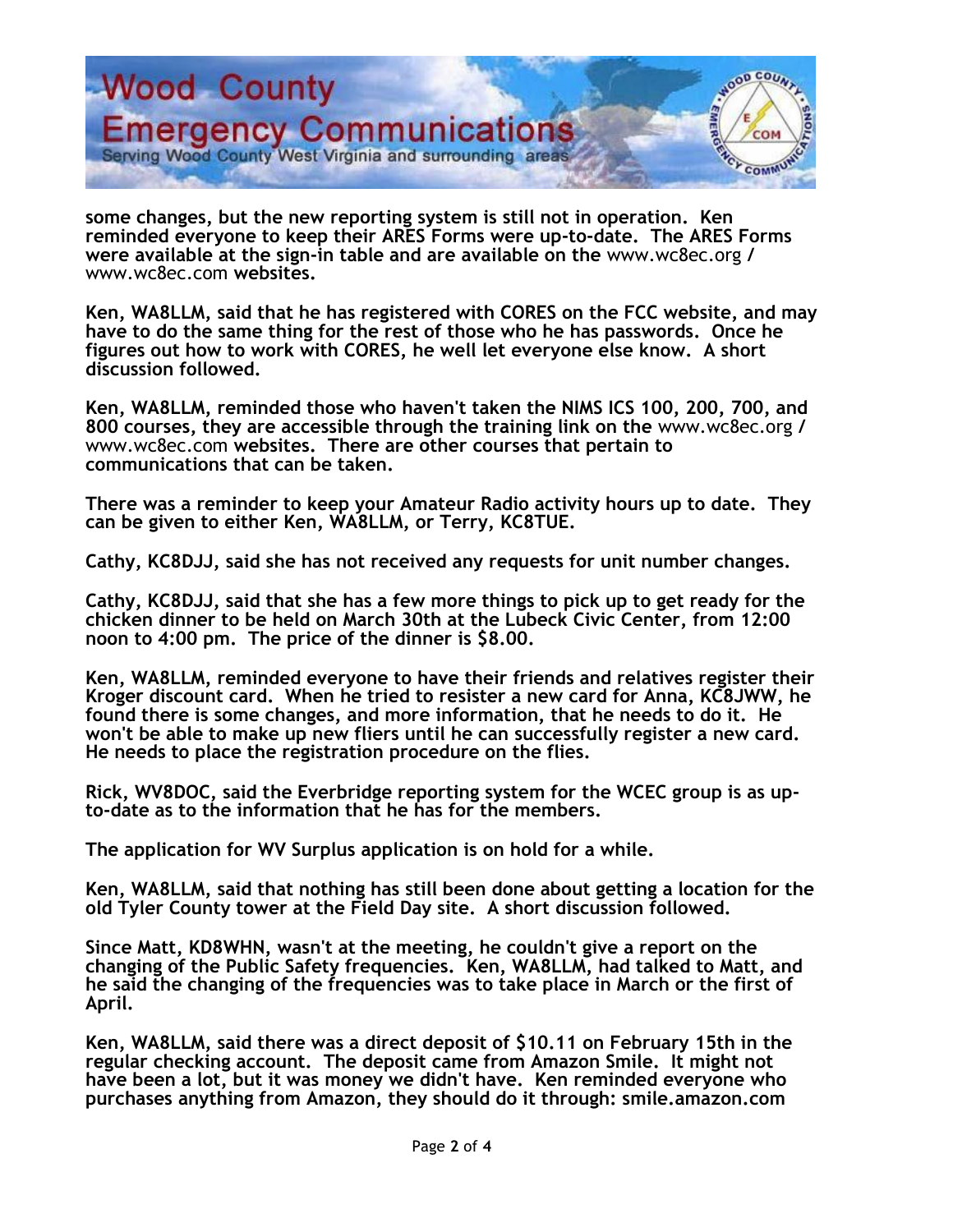**some changes, but the new reporting system is still not in operation. Ken reminded everyone to keep their ARES Forms were up-to-date. The ARES Forms were available at the sign-in table and are available on the** www.wc8ec.org **/** www.wc8ec.com **websites.**

**Ken, WA8LLM, said that he has registered with CORES on the FCC website, and may have to do the same thing for the rest of those who he has passwords. Once he figures out how to work with CORES, he well let everyone else know. A short discussion followed.**

**Ken, WA8LLM, reminded those who haven't taken the NIMS ICS 100, 200, 700, and 800 courses, they are accessible through the training link on the** www.wc8ec.org **/** www.wc8ec.com **websites. There are other courses that pertain to communications that can be taken.**

**There was a reminder to keep your Amateur Radio activity hours up to date. They can be given to either Ken, WA8LLM, or Terry, KC8TUE.**

**Cathy, KC8DJJ, said she has not received any requests for unit number changes.**

**Cathy, KC8DJJ, said that she has a few more things to pick up to get ready for the chicken dinner to be held on March 30th at the Lubeck Civic Center, from 12:00 noon to 4:00 pm. The price of the dinner is $8.00.**

**Ken, WA8LLM, reminded everyone to have their friends and relatives register their Kroger discount card. When he tried to resister a new card for Anna, KC8JWW, he found there is some changes, and more information, that he needs to do it. He won't be able to make up new fliers until he can successfully register a new card. He needs to place the registration procedure on the flies.**

**Rick, WV8DOC, said the Everbridge reporting system for the WCEC group is as up-to-date as to the information that he has for the members.**

**The application for WV Surplus application is on hold for a while.**

**Ken, WA8LLM, said that nothing has still been done about getting a location for the old Tyler County tower at the Field Day site. A short discussion followed.**

**Since Matt, KD8WHN, wasn't at the meeting, he couldn't give a report on the changing of the Public Safety frequencies. Ken, WA8LLM, had talked to Matt, and he said the changing of the frequencies was to take place in March or the first of April.**

**Ken, WA8LLM, said there was a direct deposit of $10.11 on February 15th in the regular checking account. The deposit came from Amazon Smile. It might not have been a lot, but it was money we didn't have. Ken reminded everyone who purchases anything from Amazon, they should do it through: smile.amazon.com**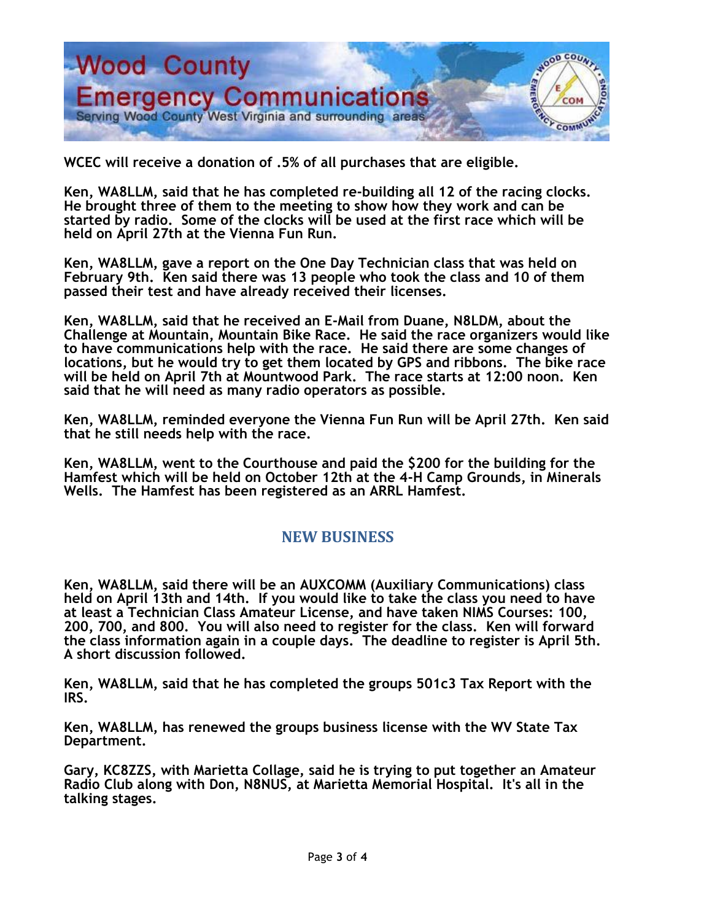WCEC will receive a donation of .5% of all purchases that are eligible.

Ken, WA8LLM, said that he has completed re-building all 12 of the racing clocks. He brought three of them to the meeting to show how they work and can be started by radio. Some of the clocks will be used at the first race which will be held on April 27th at the Vienna Fun Run.

Ken, WA8LLM, gave a report on the One Day Technician class that was held on February 9th. Ken said there was 13 people who took the class and 10 of them passed their test and have already received their licenses.

Ken, WA8LLM, said that he received an E-Mail from Duane, N8LDM, about the Challenge at Mountain, Mountain Bike Race. He said the race organizers would like to have communications help with the race. He said there are some changes of locations, but he would try to get them located by GPS and ribbons. The bike race will be held on April 7th at Mountwood Park. The race starts at 12:00 noon. Ken said that he will need as many radio operators as possible.

Ken, WA8LLM, reminded everyone the Vienna Fun Run will be April 27th. Ken said that he still needs help with the race.

Ken, WA8LLM, went to the Courthouse and paid the $200 for the building for the Hamfest which will be held on October 12th at the 4-H Camp Grounds, in Minerals Wells. The Hamfest has been registered as an ARRL Hamfest.

## NEW BUSINESS

Ken, WA8LLM, said there will be an AUXCOMM (Auxiliary Communications) class held on April 13th and 14th. If you would like to take the class you need to have at least a Technician Class Amateur License, and have taken NIMS Courses: 100, 200, 700, and 800. You will also need to register for the class. Ken will forward the class information again in a couple days. The deadline to register is April 5th. A short discussion followed.

Ken, WA8LLM, said that he has completed the groups 501c3 Tax Report with the IRS.

Ken, WA8LLM, has renewed the groups business license with the WV State Tax Department.

Gary, KC8ZZS, with Marietta Collage, said he is trying to put together an Amateur Radio Club along with Don, N8NUS, at Marietta Memorial Hospital. It's all in the talking stages.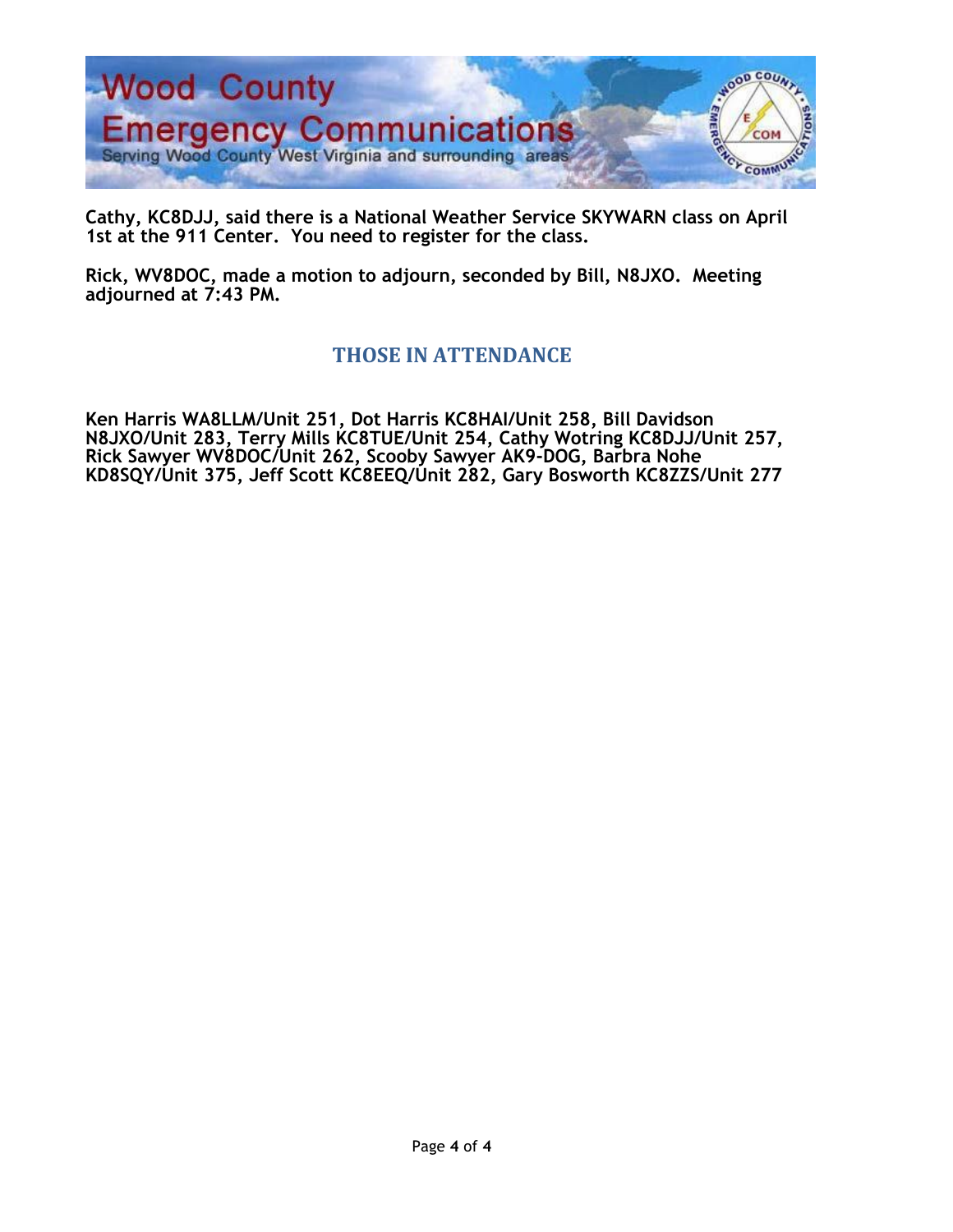Cathy, KC8DJJ, said there is a National Weather Service SKYWARN class on April 1st at the 911 Center. You need to register for the class.

Rick, WV8DOC, made a motion to adjourn, seconded by Bill, N8JXO. Meeting adjourned at 7:43 PM.

## THOSE IN ATTENDANCE

Ken Harris WA8LLM/Unit 251, Dot Harris KC8HAI/Unit 258, Bill Davidson N8JXO/Unit 283, Terry Mills KC8TUE/Unit 254, Cathy Wotring KC8DJJ/Unit 257, Rick Sawyer WV8DOC/Unit 262, Scooby Sawyer AK9-DOG, Barbra Nohe KD8SQY/Unit 375, Jeff Scott KC8EEQ/Unit 282, Gary Bosworth KC8ZZS/Unit 277